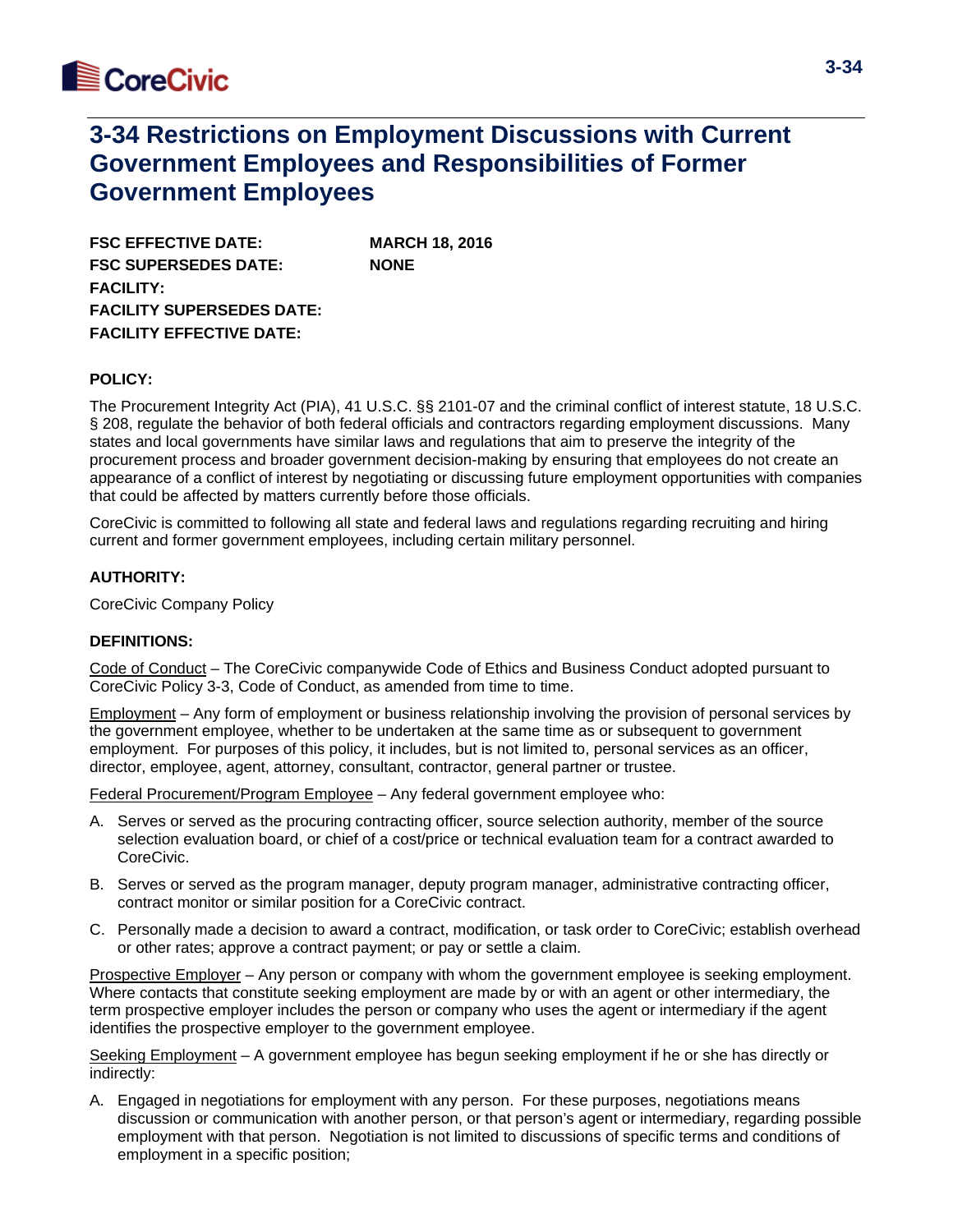# 3-34 Restrictions on Employment Discussions with Current Government Employees and Responsibilities of Former Government Employees

**FSC EFFECTIVE DATE:** **MARCH 18, 2016**
**FSC SUPERSEDES DATE:** **NONE**
**FACILITY:**
**FACILITY SUPERSEDES DATE:**
**FACILITY EFFECTIVE DATE:**

**POLICY:**

The Procurement Integrity Act (PIA), 41 U.S.C. §§ 2101-07 and the criminal conflict of interest statute, 18 U.S.C. § 208, regulate the behavior of both federal officials and contractors regarding employment discussions. Many states and local governments have similar laws and regulations that aim to preserve the integrity of the procurement process and broader government decision-making by ensuring that employees do not create an appearance of a conflict of interest by negotiating or discussing future employment opportunities with companies that could be affected by matters currently before those officials.

CoreCivic is committed to following all state and federal laws and regulations regarding recruiting and hiring current and former government employees, including certain military personnel.

**AUTHORITY:**

CoreCivic Company Policy

**DEFINITIONS:**

Code of Conduct – The CoreCivic companywide Code of Ethics and Business Conduct adopted pursuant to CoreCivic Policy 3-3, Code of Conduct, as amended from time to time.

Employment – Any form of employment or business relationship involving the provision of personal services by the government employee, whether to be undertaken at the same time as or subsequent to government employment. For purposes of this policy, it includes, but is not limited to, personal services as an officer, director, employee, agent, attorney, consultant, contractor, general partner or trustee.

Federal Procurement/Program Employee – Any federal government employee who:

A. Serves or served as the procuring contracting officer, source selection authority, member of the source selection evaluation board, or chief of a cost/price or technical evaluation team for a contract awarded to CoreCivic.

B. Serves or served as the program manager, deputy program manager, administrative contracting officer, contract monitor or similar position for a CoreCivic contract.

C. Personally made a decision to award a contract, modification, or task order to CoreCivic; establish overhead or other rates; approve a contract payment; or pay or settle a claim.

Prospective Employer – Any person or company with whom the government employee is seeking employment. Where contacts that constitute seeking employment are made by or with an agent or other intermediary, the term prospective employer includes the person or company who uses the agent or intermediary if the agent identifies the prospective employer to the government employee.

Seeking Employment – A government employee has begun seeking employment if he or she has directly or indirectly:

A. Engaged in negotiations for employment with any person. For these purposes, negotiations means discussion or communication with another person, or that person's agent or intermediary, regarding possible employment with that person. Negotiation is not limited to discussions of specific terms and conditions of employment in a specific position;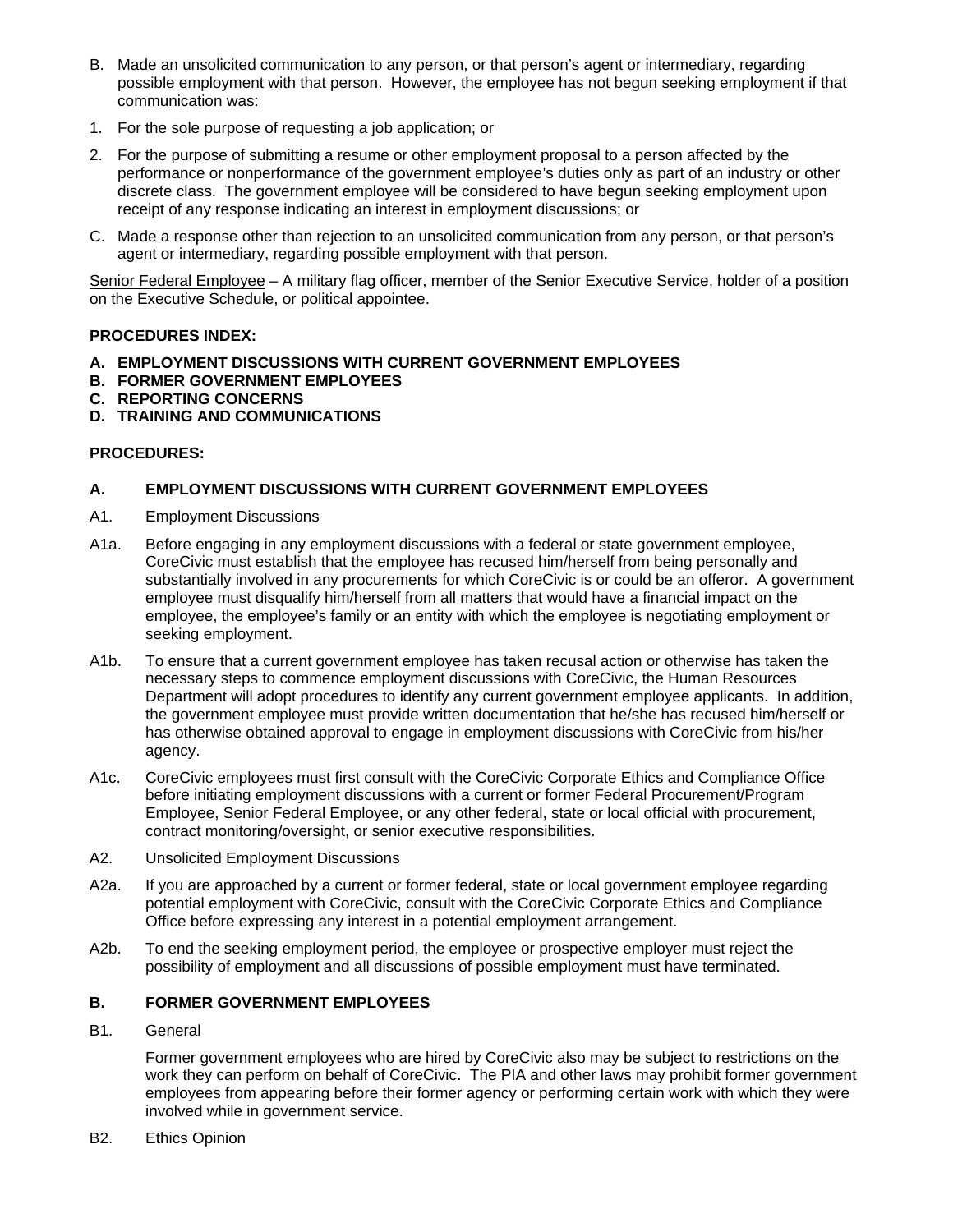B. Made an unsolicited communication to any person, or that person's agent or intermediary, regarding possible employment with that person. However, the employee has not begun seeking employment if that communication was:

1. For the sole purpose of requesting a job application; or

2. For the purpose of submitting a resume or other employment proposal to a person affected by the performance or nonperformance of the government employee's duties only as part of an industry or other discrete class. The government employee will be considered to have begun seeking employment upon receipt of any response indicating an interest in employment discussions; or

C. Made a response other than rejection to an unsolicited communication from any person, or that person's agent or intermediary, regarding possible employment with that person.

Senior Federal Employee – A military flag officer, member of the Senior Executive Service, holder of a position on the Executive Schedule, or political appointee.

**PROCEDURES INDEX:**

**A. EMPLOYMENT DISCUSSIONS WITH CURRENT GOVERNMENT EMPLOYEES**
**B. FORMER GOVERNMENT EMPLOYEES**
**C. REPORTING CONCERNS**
**D. TRAINING AND COMMUNICATIONS**

**PROCEDURES:**

**A. EMPLOYMENT DISCUSSIONS WITH CURRENT GOVERNMENT EMPLOYEES**

A1. Employment Discussions

A1a. Before engaging in any employment discussions with a federal or state government employee, CoreCivic must establish that the employee has recused him/herself from being personally and substantially involved in any procurements for which CoreCivic is or could be an offeror. A government employee must disqualify him/herself from all matters that would have a financial impact on the employee, the employee's family or an entity with which the employee is negotiating employment or seeking employment.

A1b. To ensure that a current government employee has taken recusal action or otherwise has taken the necessary steps to commence employment discussions with CoreCivic, the Human Resources Department will adopt procedures to identify any current government employee applicants. In addition, the government employee must provide written documentation that he/she has recused him/herself or has otherwise obtained approval to engage in employment discussions with CoreCivic from his/her agency.

A1c. CoreCivic employees must first consult with the CoreCivic Corporate Ethics and Compliance Office before initiating employment discussions with a current or former Federal Procurement/Program Employee, Senior Federal Employee, or any other federal, state or local official with procurement, contract monitoring/oversight, or senior executive responsibilities.

A2. Unsolicited Employment Discussions

A2a. If you are approached by a current or former federal, state or local government employee regarding potential employment with CoreCivic, consult with the CoreCivic Corporate Ethics and Compliance Office before expressing any interest in a potential employment arrangement.

A2b. To end the seeking employment period, the employee or prospective employer must reject the possibility of employment and all discussions of possible employment must have terminated.

**B. FORMER GOVERNMENT EMPLOYEES**

B1. General

Former government employees who are hired by CoreCivic also may be subject to restrictions on the work they can perform on behalf of CoreCivic. The PIA and other laws may prohibit former government employees from appearing before their former agency or performing certain work with which they were involved while in government service.

B2. Ethics Opinion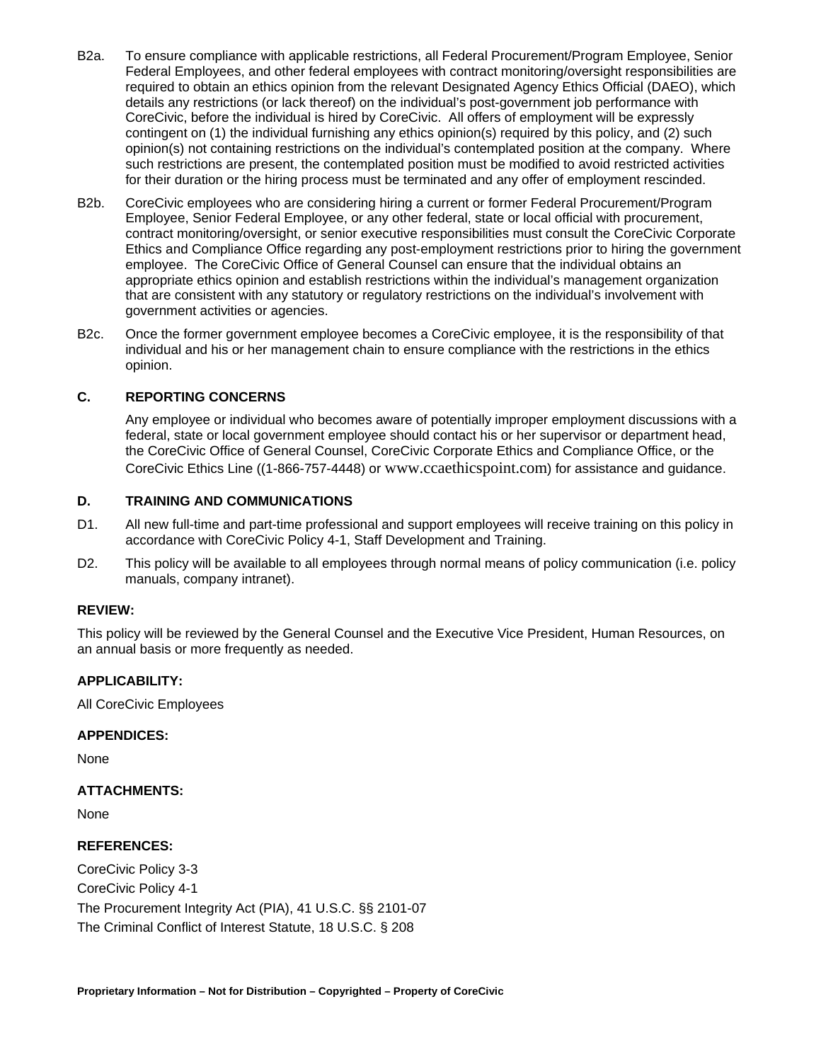B2a. To ensure compliance with applicable restrictions, all Federal Procurement/Program Employee, Senior Federal Employees, and other federal employees with contract monitoring/oversight responsibilities are required to obtain an ethics opinion from the relevant Designated Agency Ethics Official (DAEO), which details any restrictions (or lack thereof) on the individual's post-government job performance with CoreCivic, before the individual is hired by CoreCivic. All offers of employment will be expressly contingent on (1) the individual furnishing any ethics opinion(s) required by this policy, and (2) such opinion(s) not containing restrictions on the individual's contemplated position at the company. Where such restrictions are present, the contemplated position must be modified to avoid restricted activities for their duration or the hiring process must be terminated and any offer of employment rescinded.

B2b. CoreCivic employees who are considering hiring a current or former Federal Procurement/Program Employee, Senior Federal Employee, or any other federal, state or local official with procurement, contract monitoring/oversight, or senior executive responsibilities must consult the CoreCivic Corporate Ethics and Compliance Office regarding any post-employment restrictions prior to hiring the government employee. The CoreCivic Office of General Counsel can ensure that the individual obtains an appropriate ethics opinion and establish restrictions within the individual's management organization that are consistent with any statutory or regulatory restrictions on the individual's involvement with government activities or agencies.

B2c. Once the former government employee becomes a CoreCivic employee, it is the responsibility of that individual and his or her management chain to ensure compliance with the restrictions in the ethics opinion.

**C. REPORTING CONCERNS**

Any employee or individual who becomes aware of potentially improper employment discussions with a federal, state or local government employee should contact his or her supervisor or department head, the CoreCivic Office of General Counsel, CoreCivic Corporate Ethics and Compliance Office, or the CoreCivic Ethics Line ((1-866-757-4448) or www.ccaethicspoint.com) for assistance and guidance.

**D. TRAINING AND COMMUNICATIONS**

D1. All new full-time and part-time professional and support employees will receive training on this policy in accordance with CoreCivic Policy 4-1, Staff Development and Training.

D2. This policy will be available to all employees through normal means of policy communication (i.e. policy manuals, company intranet).

**REVIEW:**

This policy will be reviewed by the General Counsel and the Executive Vice President, Human Resources, on an annual basis or more frequently as needed.

**APPLICABILITY:**

All CoreCivic Employees

**APPENDICES:**

None

**ATTACHMENTS:**

None

**REFERENCES:**

CoreCivic Policy 3-3
CoreCivic Policy 4-1
The Procurement Integrity Act (PIA), 41 U.S.C. §§ 2101-07
The Criminal Conflict of Interest Statute, 18 U.S.C. § 208

**Proprietary Information – Not for Distribution – Copyrighted – Property of CoreCivic**